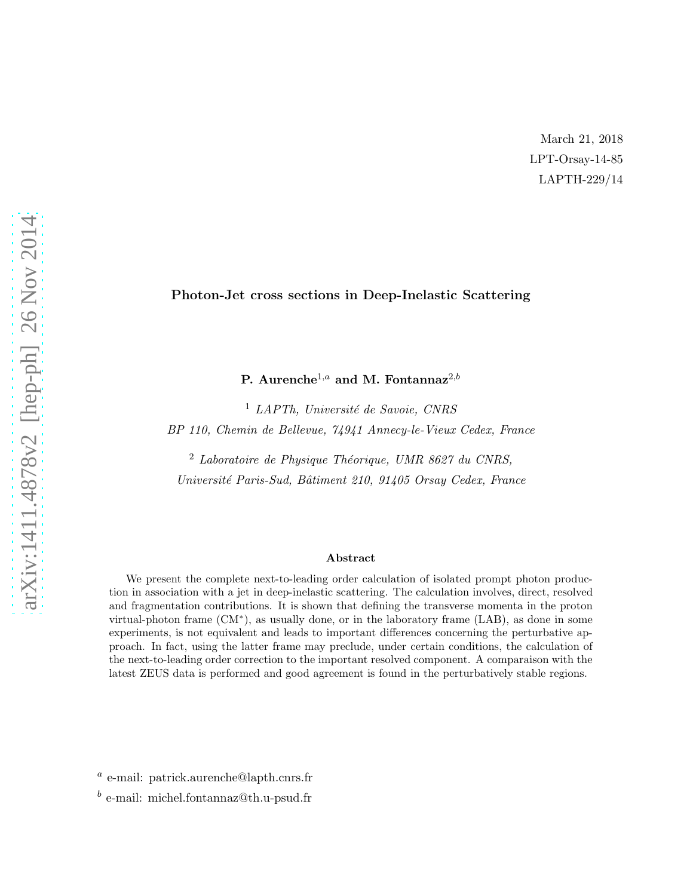March 21, 2018

LPT-Orsay-14-85

LAPTH-229/14

arXiv:1411.4878v2 [hep-ph] 26 Nov 2014

# Photon-Jet cross sections in Deep-Inelastic Scattering

**P. Aurenche**[1,a] **and M. Fontannaz**[2,b]

[1] *LAPTh, Université de Savoie, CNRS*

*BP 110, Chemin de Bellevue, 74941 Annecy-le-Vieux Cedex, France*

[2] *Laboratoire de Physique Théorique, UMR 8627 du CNRS,*

*Université Paris-Sud, Bâtiment 210, 91405 Orsay Cedex, France*

## Abstract

We present the complete next-to-leading order calculation of isolated prompt photon production in association with a jet in deep-inelastic scattering. The calculation involves, direct, resolved and fragmentation contributions. It is shown that defining the transverse momenta in the proton virtual-photon frame (CM$^*$), as usually done, or in the laboratory frame (LAB), as done in some experiments, is not equivalent and leads to important differences concerning the perturbative approach. In fact, using the latter frame may preclude, under certain conditions, the calculation of the next-to-leading order correction to the important resolved component. A comparaison with the latest ZEUS data is performed and good agreement is found in the perturbatively stable regions.

[a] e-mail: patrick.aurenche@lapth.cnrs.fr

[b] e-mail: michel.fontannaz@th.u-psud.fr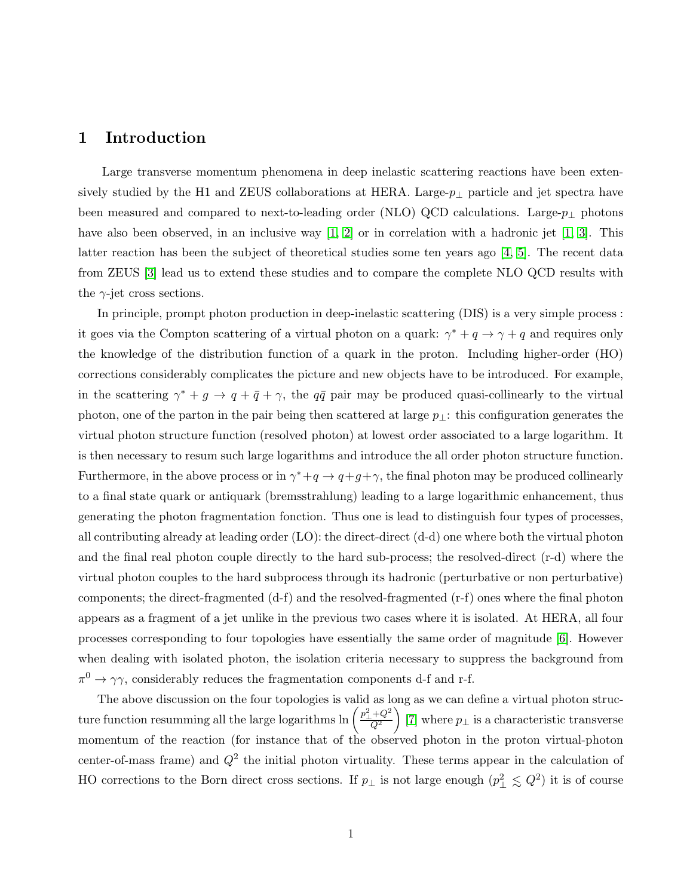# 1 Introduction

Large transverse momentum phenomena in deep inelastic scattering reactions have been extensively studied by the H1 and ZEUS collaborations at HERA. Large-$p_\perp$ particle and jet spectra have been measured and compared to next-to-leading order (NLO) QCD calculations. Large-$p_\perp$ photons have also been observed, in an inclusive way [1, 2] or in correlation with a hadronic jet [1, 3]. This latter reaction has been the subject of theoretical studies some ten years ago [4, 5]. The recent data from ZEUS [3] lead us to extend these studies and to compare the complete NLO QCD results with the $\gamma$-jet cross sections.

In principle, prompt photon production in deep-inelastic scattering (DIS) is a very simple process : it goes via the Compton scattering of a virtual photon on a quark: $\gamma^* + q \to \gamma + q$ and requires only the knowledge of the distribution function of a quark in the proton. Including higher-order (HO) corrections considerably complicates the picture and new objects have to be introduced. For example, in the scattering $\gamma^* + g \to q + \bar{q} + \gamma$, the $q\bar{q}$ pair may be produced quasi-collinearly to the virtual photon, one of the parton in the pair being then scattered at large $p_\perp$: this configuration generates the virtual photon structure function (resolved photon) at lowest order associated to a large logarithm. It is then necessary to resum such large logarithms and introduce the all order photon structure function. Furthermore, in the above process or in $\gamma^* + q \to q + g + \gamma$, the final photon may be produced collinearly to a final state quark or antiquark (bremsstrahlung) leading to a large logarithmic enhancement, thus generating the photon fragmentation fonction. Thus one is lead to distinguish four types of processes, all contributing already at leading order (LO): the direct-direct (d-d) one where both the virtual photon and the final real photon couple directly to the hard sub-process; the resolved-direct (r-d) where the virtual photon couples to the hard subprocess through its hadronic (perturbative or non perturbative) components; the direct-fragmented (d-f) and the resolved-fragmented (r-f) ones where the final photon appears as a fragment of a jet unlike in the previous two cases where it is isolated. At HERA, all four processes corresponding to four topologies have essentially the same order of magnitude [6]. However when dealing with isolated photon, the isolation criteria necessary to suppress the background from $\pi^0 \to \gamma\gamma$, considerably reduces the fragmentation components d-f and r-f.

The above discussion on the four topologies is valid as long as we can define a virtual photon structure function resumming all the large logarithms $\ln\left(\frac{p_\perp^2 + Q^2}{Q^2}\right)$ [7] where $p_\perp$ is a characteristic transverse momentum of the reaction (for instance that of the observed photon in the proton virtual-photon center-of-mass frame) and $Q^2$ the initial photon virtuality. These terms appear in the calculation of HO corrections to the Born direct cross sections. If $p_\perp$ is not large enough ($p_\perp^2 \lesssim Q^2$) it is of course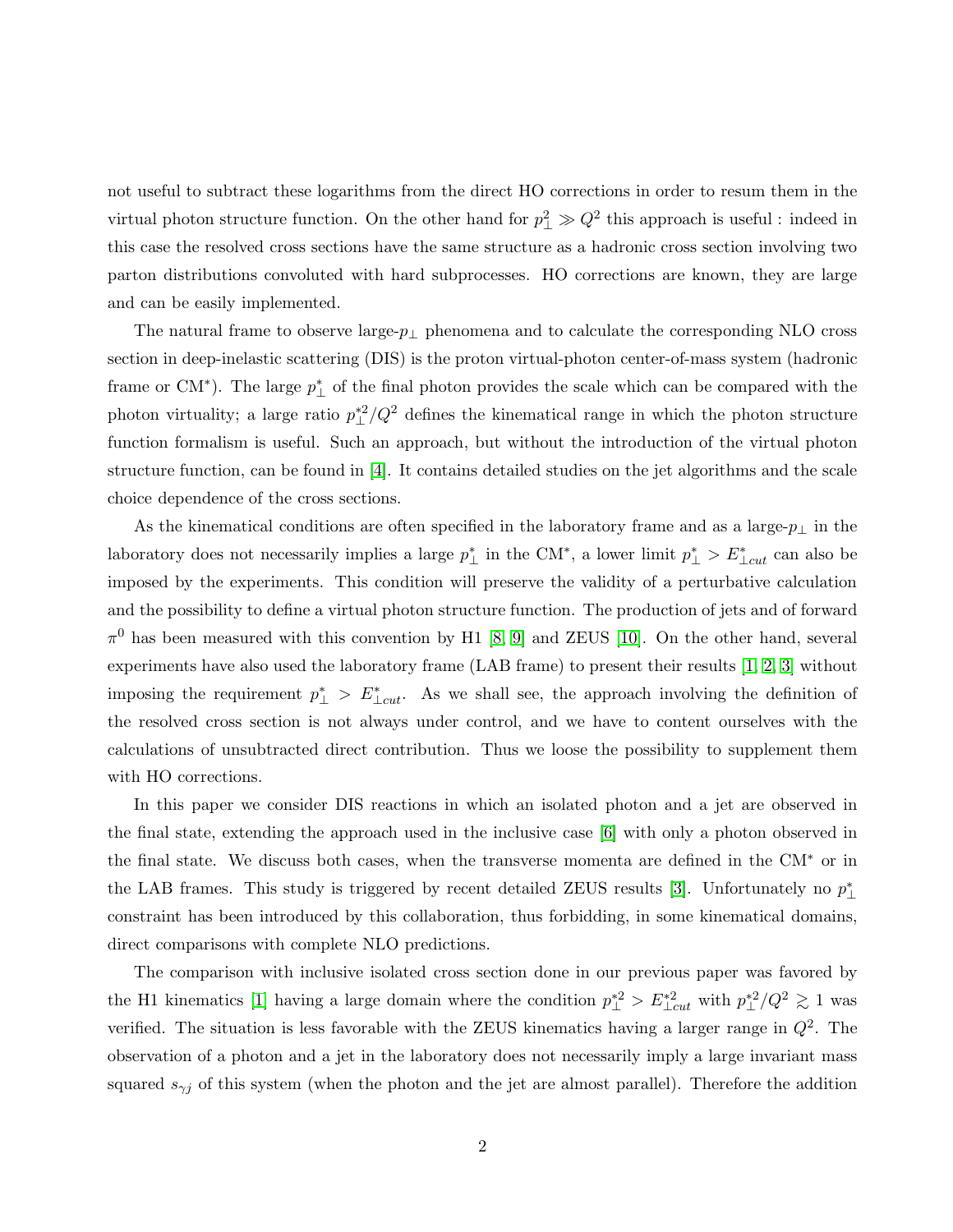not useful to subtract these logarithms from the direct HO corrections in order to resum them in the virtual photon structure function. On the other hand for $p_\perp^2 \gg Q^2$ this approach is useful : indeed in this case the resolved cross sections have the same structure as a hadronic cross section involving two parton distributions convoluted with hard subprocesses. HO corrections are known, they are large and can be easily implemented.

The natural frame to observe large-$p_\perp$ phenomena and to calculate the corresponding NLO cross section in deep-inelastic scattering (DIS) is the proton virtual-photon center-of-mass system (hadronic frame or CM$^*$). The large $p_\perp^*$ of the final photon provides the scale which can be compared with the photon virtuality; a large ratio $p_\perp^{*2}/Q^2$ defines the kinematical range in which the photon structure function formalism is useful. Such an approach, but without the introduction of the virtual photon structure function, can be found in [4]. It contains detailed studies on the jet algorithms and the scale choice dependence of the cross sections.

As the kinematical conditions are often specified in the laboratory frame and as a large-$p_\perp$ in the laboratory does not necessarily implies a large $p_\perp^*$ in the CM$^*$, a lower limit $p_\perp^* > E_{\perp cut}^*$ can also be imposed by the experiments. This condition will preserve the validity of a perturbative calculation and the possibility to define a virtual photon structure function. The production of jets and of forward $\pi^0$ has been measured with this convention by H1 [8, 9] and ZEUS [10]. On the other hand, several experiments have also used the laboratory frame (LAB frame) to present their results [1, 2, 3] without imposing the requirement $p_\perp^* > E_{\perp cut}^*$. As we shall see, the approach involving the definition of the resolved cross section is not always under control, and we have to content ourselves with the calculations of unsubtracted direct contribution. Thus we loose the possibility to supplement them with HO corrections.

In this paper we consider DIS reactions in which an isolated photon and a jet are observed in the final state, extending the approach used in the inclusive case [6] with only a photon observed in the final state. We discuss both cases, when the transverse momenta are defined in the CM$^*$ or in the LAB frames. This study is triggered by recent detailed ZEUS results [3]. Unfortunately no $p_\perp^*$ constraint has been introduced by this collaboration, thus forbidding, in some kinematical domains, direct comparisons with complete NLO predictions.

The comparison with inclusive isolated cross section done in our previous paper was favored by the H1 kinematics [1] having a large domain where the condition $p_\perp^{*2} > E_{\perp cut}^{*2}$ with $p_\perp^{*2}/Q^2 \gtrsim 1$ was verified. The situation is less favorable with the ZEUS kinematics having a larger range in $Q^2$. The observation of a photon and a jet in the laboratory does not necessarily imply a large invariant mass squared $s_{\gamma j}$ of this system (when the photon and the jet are almost parallel). Therefore the addition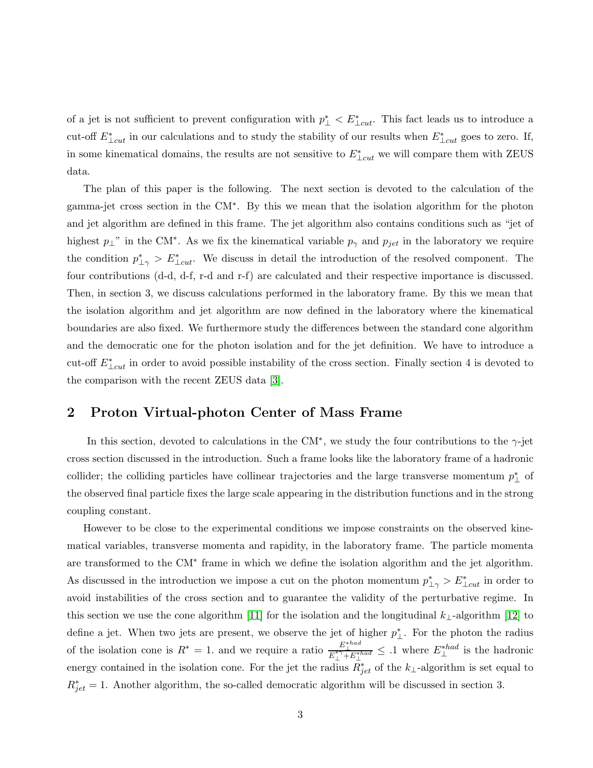of a jet is not sufficient to prevent configuration with $p^*_\perp < E^*_{\perp cut}$. This fact leads us to introduce a cut-off $E^*_{\perp cut}$ in our calculations and to study the stability of our results when $E^*_{\perp cut}$ goes to zero. If, in some kinematical domains, the results are not sensitive to $E^*_{\perp cut}$ we will compare them with ZEUS data.

The plan of this paper is the following. The next section is devoted to the calculation of the gamma-jet cross section in the CM$^*$. By this we mean that the isolation algorithm for the photon and jet algorithm are defined in this frame. The jet algorithm also contains conditions such as "jet of highest $p_\perp$" in the CM$^*$. As we fix the kinematical variable $p_\gamma$ and $p_{jet}$ in the laboratory we require the condition $p^*_{\perp\gamma} > E^*_{\perp cut}$. We discuss in detail the introduction of the resolved component. The four contributions (d-d, d-f, r-d and r-f) are calculated and their respective importance is discussed. Then, in section 3, we discuss calculations performed in the laboratory frame. By this we mean that the isolation algorithm and jet algorithm are now defined in the laboratory where the kinematical boundaries are also fixed. We furthermore study the differences between the standard cone algorithm and the democratic one for the photon isolation and for the jet definition. We have to introduce a cut-off $E^*_{\perp cut}$ in order to avoid possible instability of the cross section. Finally section 4 is devoted to the comparison with the recent ZEUS data [3].

## 2 Proton Virtual-photon Center of Mass Frame

In this section, devoted to calculations in the CM$^*$, we study the four contributions to the $\gamma$-jet cross section discussed in the introduction. Such a frame looks like the laboratory frame of a hadronic collider; the colliding particles have collinear trajectories and the large transverse momentum $p^*_\perp$ of the observed final particle fixes the large scale appearing in the distribution functions and in the strong coupling constant.

However to be close to the experimental conditions we impose constraints on the observed kinematical variables, transverse momenta and rapidity, in the laboratory frame. The particle momenta are transformed to the CM$^*$ frame in which we define the isolation algorithm and the jet algorithm. As discussed in the introduction we impose a cut on the photon momentum $p^*_{\perp\gamma} > E^*_{\perp cut}$ in order to avoid instabilities of the cross section and to guarantee the validity of the perturbative regime. In this section we use the cone algorithm [11] for the isolation and the longitudinal $k_\perp$-algorithm [12] to define a jet. When two jets are present, we observe the jet of higher $p^*_\perp$. For the photon the radius of the isolation cone is $R^* = 1.$ and we require a ratio $\frac{E^{*had}_\perp}{E^{*\gamma}_\perp + E^{*had}_\perp} \leq .1$ where $E^{*had}_\perp$ is the hadronic energy contained in the isolation cone. For the jet the radius $R^*_{jet}$ of the $k_\perp$-algorithm is set equal to $R^*_{jet} = 1$. Another algorithm, the so-called democratic algorithm will be discussed in section 3.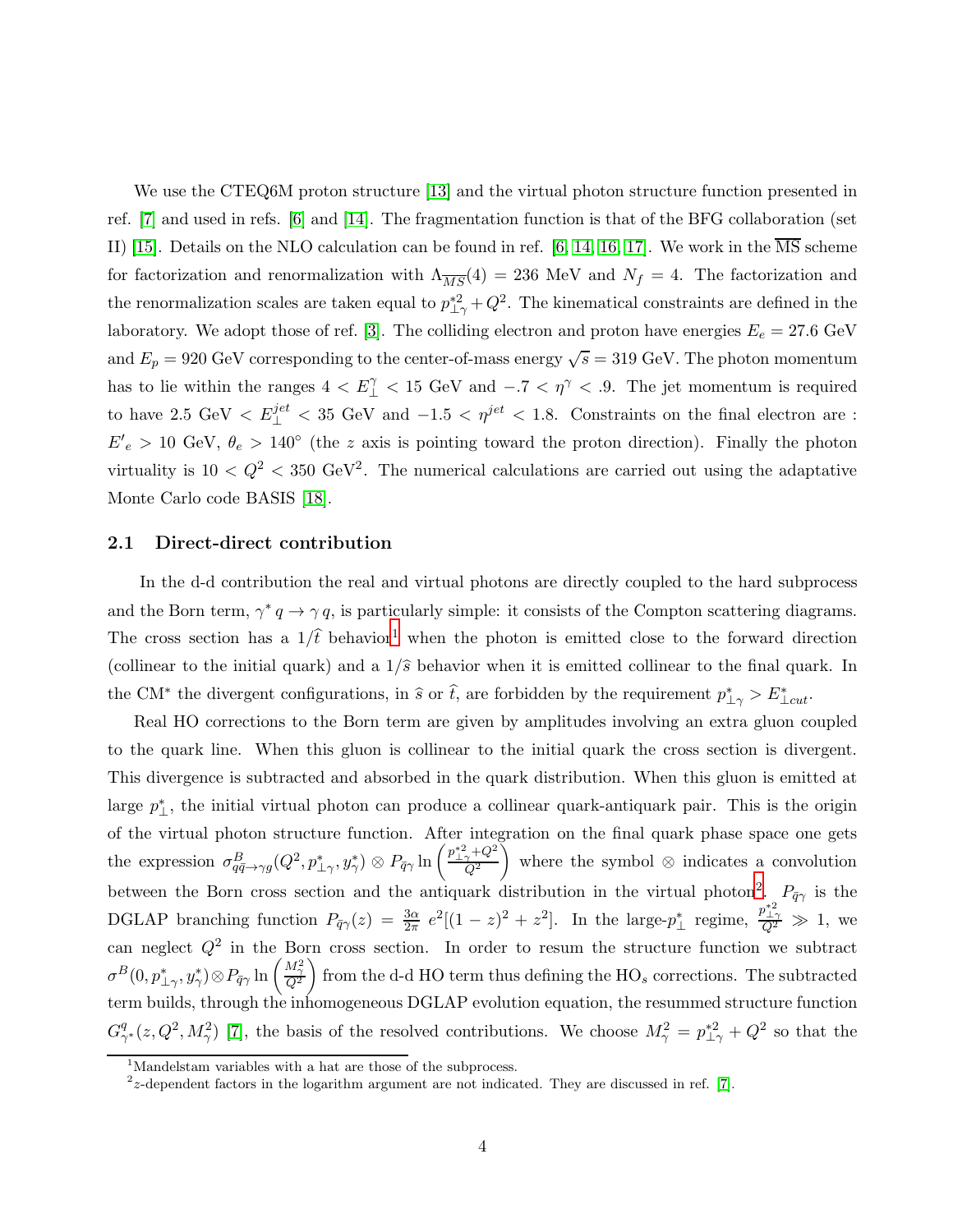We use the CTEQ6M proton structure [13] and the virtual photon structure function presented in ref. [7] and used in refs. [6] and [14]. The fragmentation function is that of the BFG collaboration (set II) [15]. Details on the NLO calculation can be found in ref. [6, 14, 16, 17]. We work in the $\overline{\rm MS}$ scheme for factorization and renormalization with $\Lambda_{\overline{MS}}(4) = 236$ MeV and $N_f = 4$. The factorization and the renormalization scales are taken equal to $p_{\perp\gamma}^{*2} + Q^2$. The kinematical constraints are defined in the laboratory. We adopt those of ref. [3]. The colliding electron and proton have energies $E_e = 27.6$ GeV and $E_p = 920$ GeV corresponding to the center-of-mass energy $\sqrt{s} = 319$ GeV. The photon momentum has to lie within the ranges $4 < E_\perp^\gamma < 15$ GeV and $-.7 < \eta^\gamma < .9$. The jet momentum is required to have 2.5 GeV $< E_\perp^{jet} < 35$ GeV and $-1.5 < \eta^{jet} < 1.8$. Constraints on the final electron are : $E'_e > 10$ GeV, $\theta_e > 140^\circ$ (the $z$ axis is pointing toward the proton direction). Finally the photon virtuality is $10 < Q^2 < 350$ GeV$^2$. The numerical calculations are carried out using the adaptative Monte Carlo code BASIS [18].

### 2.1 Direct-direct contribution

In the d-d contribution the real and virtual photons are directly coupled to the hard subprocess and the Born term, $\gamma^* q \to \gamma q$, is particularly simple: it consists of the Compton scattering diagrams. The cross section has a $1/\widehat{t}$ behavior[1] when the photon is emitted close to the forward direction (collinear to the initial quark) and a $1/\widehat{s}$ behavior when it is emitted collinear to the final quark. In the CM$^*$ the divergent configurations, in $\widehat{s}$ or $\widehat{t}$, are forbidden by the requirement $p_{\perp\gamma}^* > E_{\perp cut}^*$.

Real HO corrections to the Born term are given by amplitudes involving an extra gluon coupled to the quark line. When this gluon is collinear to the initial quark the cross section is divergent. This divergence is subtracted and absorbed in the quark distribution. When this gluon is emitted at large $p_\perp^*$, the initial virtual photon can produce a collinear quark-antiquark pair. This is the origin of the virtual photon structure function. After integration on the final quark phase space one gets the expression $\sigma^B_{q\bar{q}\to\gamma g}(Q^2, p_{\perp\gamma}^*, y_\gamma^*) \otimes P_{\bar{q}\gamma} \ln\left(\frac{p_{\perp\gamma}^{*2}+Q^2}{Q^2}\right)$ where the symbol $\otimes$ indicates a convolution between the Born cross section and the antiquark distribution in the virtual photon[2]. $P_{\bar{q}\gamma}$ is the DGLAP branching function $P_{\bar{q}\gamma}(z) = \frac{3\alpha}{2\pi}\, e^2[(1-z)^2 + z^2]$. In the large-$p_\perp^*$ regime, $\frac{p_{\perp\gamma}^{*2}}{Q^2} \gg 1$, we can neglect $Q^2$ in the Born cross section. In order to resum the structure function we subtract $\sigma^B(0, p_{\perp\gamma}^*, y_\gamma^*) \otimes P_{\bar{q}\gamma} \ln\left(\frac{M_\gamma^2}{Q^2}\right)$ from the d-d HO term thus defining the HO$_s$ corrections. The subtracted term builds, through the inhomogeneous DGLAP evolution equation, the resummed structure function $G^q_{\gamma^*}(z, Q^2, M_\gamma^2)$ [7], the basis of the resolved contributions. We choose $M_\gamma^2 = p_{\perp\gamma}^{*2} + Q^2$ so that the

[1] Mandelstam variables with a hat are those of the subprocess.

[2] $z$-dependent factors in the logarithm argument are not indicated. They are discussed in ref. [7].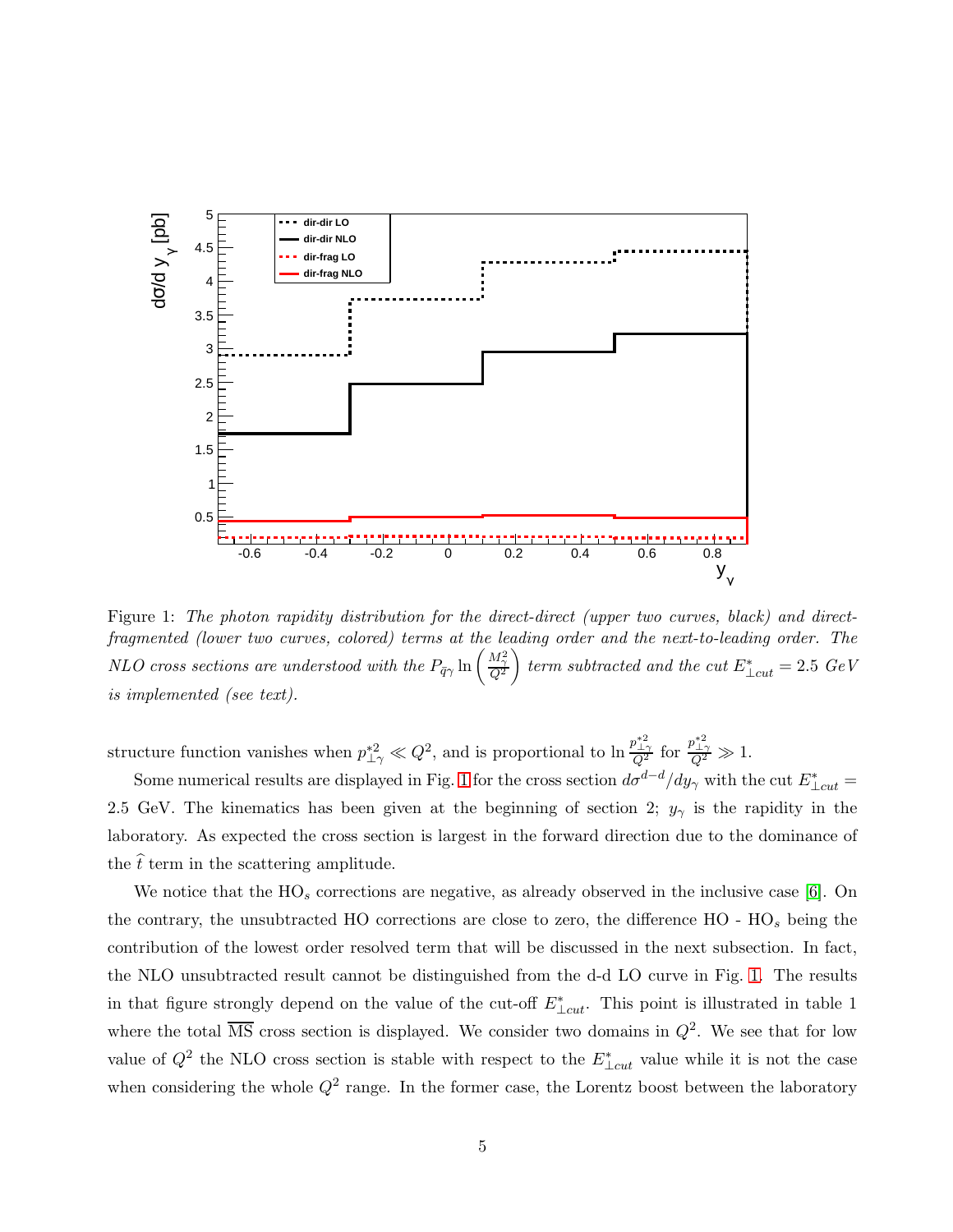Figure 1: *The photon rapidity distribution for the direct-direct (upper two curves, black) and direct-fragmented (lower two curves, colored) terms at the leading order and the next-to-leading order. The NLO cross sections are understood with the $P_{\bar{q}\gamma} \ln\left(\frac{M_\gamma^2}{Q^2}\right)$ term subtracted and the cut $E^*_{\perp cut} = 2.5$ GeV is implemented (see text).*

structure function vanishes when $p^{*2}_{\perp\gamma} \ll Q^2$, and is proportional to $\ln \frac{p^{*2}_{\perp\gamma}}{Q^2}$ for $\frac{p^{*2}_{\perp\gamma}}{Q^2} \gg 1$.

Some numerical results are displayed in Fig. 1 for the cross section $d\sigma^{d-d}/dy_\gamma$ with the cut $E^*_{\perp cut} = 2.5$ GeV. The kinematics has been given at the beginning of section 2; $y_\gamma$ is the rapidity in the laboratory. As expected the cross section is largest in the forward direction due to the dominance of the $\hat{t}$ term in the scattering amplitude.

We notice that the HO$_s$ corrections are negative, as already observed in the inclusive case [6]. On the contrary, the unsubtracted HO corrections are close to zero, the difference HO - HO$_s$ being the contribution of the lowest order resolved term that will be discussed in the next subsection. In fact, the NLO unsubtracted result cannot be distinguished from the d-d LO curve in Fig. 1. The results in that figure strongly depend on the value of the cut-off $E^*_{\perp cut}$. This point is illustrated in table 1 where the total $\overline{\text{MS}}$ cross section is displayed. We consider two domains in $Q^2$. We see that for low value of $Q^2$ the NLO cross section is stable with respect to the $E^*_{\perp cut}$ value while it is not the case when considering the whole $Q^2$ range. In the former case, the Lorentz boost between the laboratory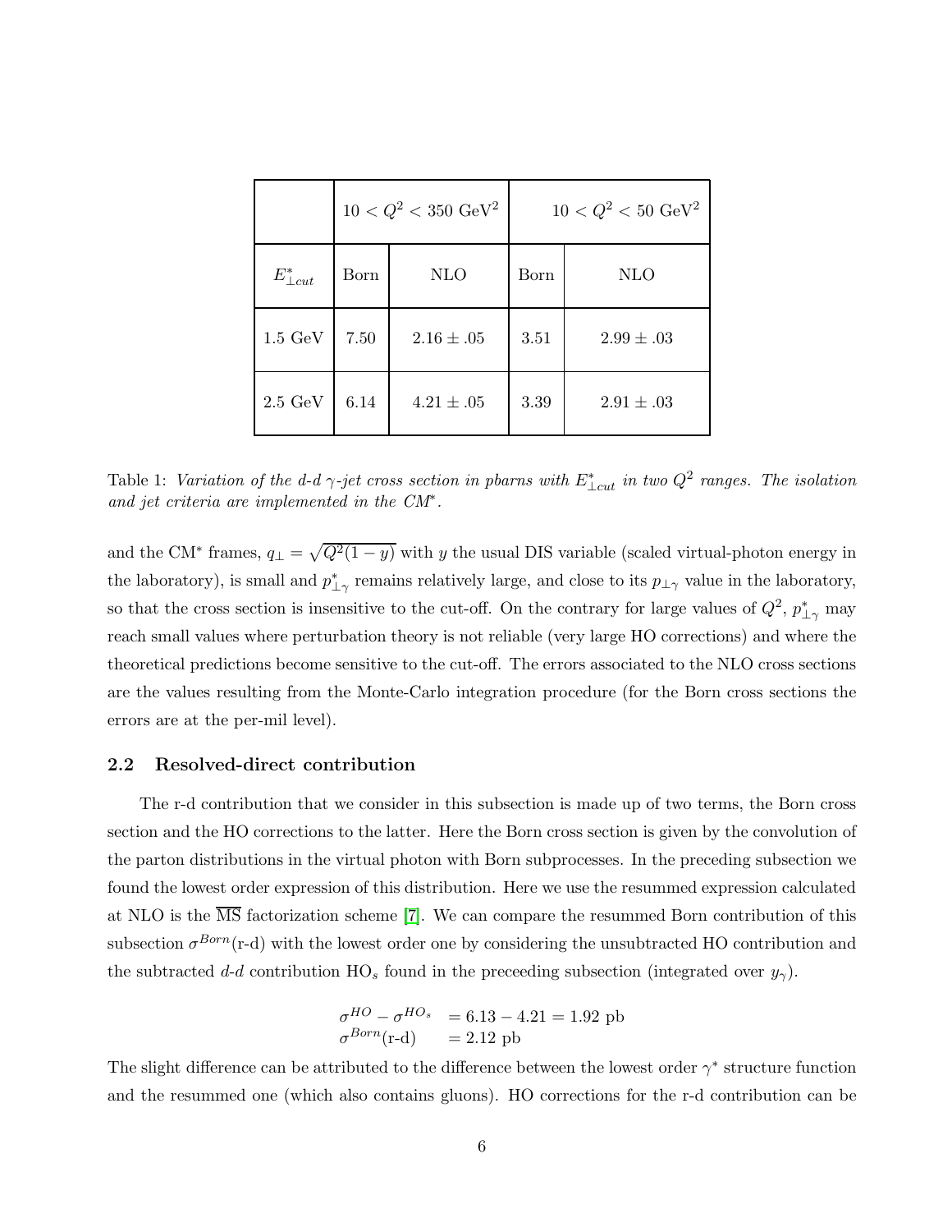|  | $10 < Q^2 < 350$ GeV$^2$ |  | $10 < Q^2 < 50$ GeV$^2$ |  |
|---|---|---|---|---|
| $E^*_{\perp cut}$ | Born | NLO | Born | NLO |
| 1.5 GeV | 7.50 | $2.16 \pm .05$ | 3.51 | $2.99 \pm .03$ |
| 2.5 GeV | 6.14 | $4.21 \pm .05$ | 3.39 | $2.91 \pm .03$ |

Table 1: *Variation of the d-d $\gamma$-jet cross section in pbarns with $E^*_{\perp cut}$ in two $Q^2$ ranges. The isolation and jet criteria are implemented in the CM\*.*

and the CM\* frames, $q_\perp = \sqrt{Q^2(1-y)}$ with $y$ the usual DIS variable (scaled virtual-photon energy in the laboratory), is small and $p^*_{\perp\gamma}$ remains relatively large, and close to its $p_{\perp\gamma}$ value in the laboratory, so that the cross section is insensitive to the cut-off. On the contrary for large values of $Q^2$, $p^*_{\perp\gamma}$ may reach small values where perturbation theory is not reliable (very large HO corrections) and where the theoretical predictions become sensitive to the cut-off. The errors associated to the NLO cross sections are the values resulting from the Monte-Carlo integration procedure (for the Born cross sections the errors are at the per-mil level).

### 2.2 Resolved-direct contribution

The r-d contribution that we consider in this subsection is made up of two terms, the Born cross section and the HO corrections to the latter. Here the Born cross section is given by the convolution of the parton distributions in the virtual photon with Born subprocesses. In the preceding subsection we found the lowest order expression of this distribution. Here we use the resummed expression calculated at NLO is the $\overline{\rm MS}$ factorization scheme [7]. We can compare the resummed Born contribution of this subsection $\sigma^{Born}$(r-d) with the lowest order one by considering the unsubtracted HO contribution and the subtracted *d-d* contribution HO$_s$ found in the preceeding subsection (integrated over $y_\gamma$).

$$
\begin{aligned}
\sigma^{HO} - \sigma^{HO_s} &= 6.13 - 4.21 = 1.92 \text{ pb} \\
\sigma^{Born}(\text{r-d}) &= 2.12 \text{ pb}
\end{aligned}
$$

The slight difference can be attributed to the difference between the lowest order $\gamma^*$ structure function and the resummed one (which also contains gluons). HO corrections for the r-d contribution can be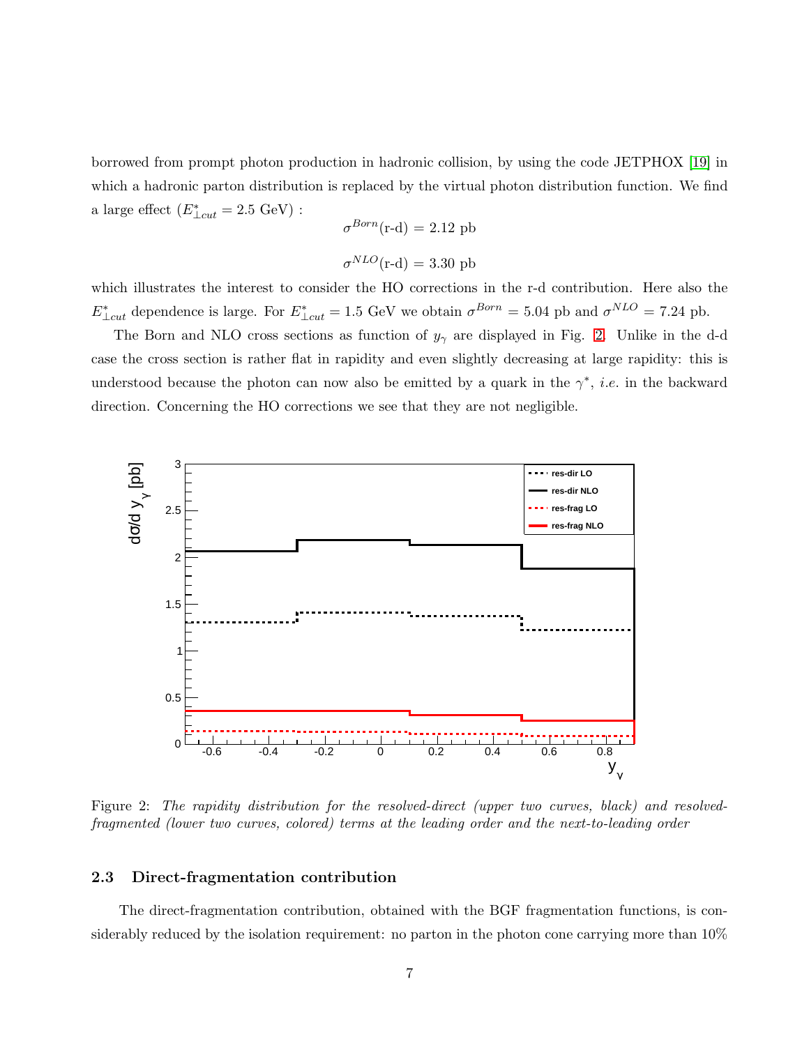borrowed from prompt photon production in hadronic collision, by using the code JETPHOX [19] in which a hadronic parton distribution is replaced by the virtual photon distribution function. We find a large effect ($E^*_{\perp cut} = 2.5$ GeV) :

$$\sigma^{Born}(\text{r-d}) = 2.12 \text{ pb}$$

$$\sigma^{NLO}(\text{r-d}) = 3.30 \text{ pb}$$

which illustrates the interest to consider the HO corrections in the r-d contribution. Here also the $E^*_{\perp cut}$ dependence is large. For $E^*_{\perp cut} = 1.5$ GeV we obtain $\sigma^{Born} = 5.04$ pb and $\sigma^{NLO} = 7.24$ pb.

The Born and NLO cross sections as function of $y_\gamma$ are displayed in Fig. 2. Unlike in the d-d case the cross section is rather flat in rapidity and even slightly decreasing at large rapidity: this is understood because the photon can now also be emitted by a quark in the $\gamma^*$, *i.e.* in the backward direction. Concerning the HO corrections we see that they are not negligible.

Figure 2: *The rapidity distribution for the resolved-direct (upper two curves, black) and resolved-fragmented (lower two curves, colored) terms at the leading order and the next-to-leading order*

### 2.3 Direct-fragmentation contribution

The direct-fragmentation contribution, obtained with the BGF fragmentation functions, is considerably reduced by the isolation requirement: no parton in the photon cone carrying more than 10%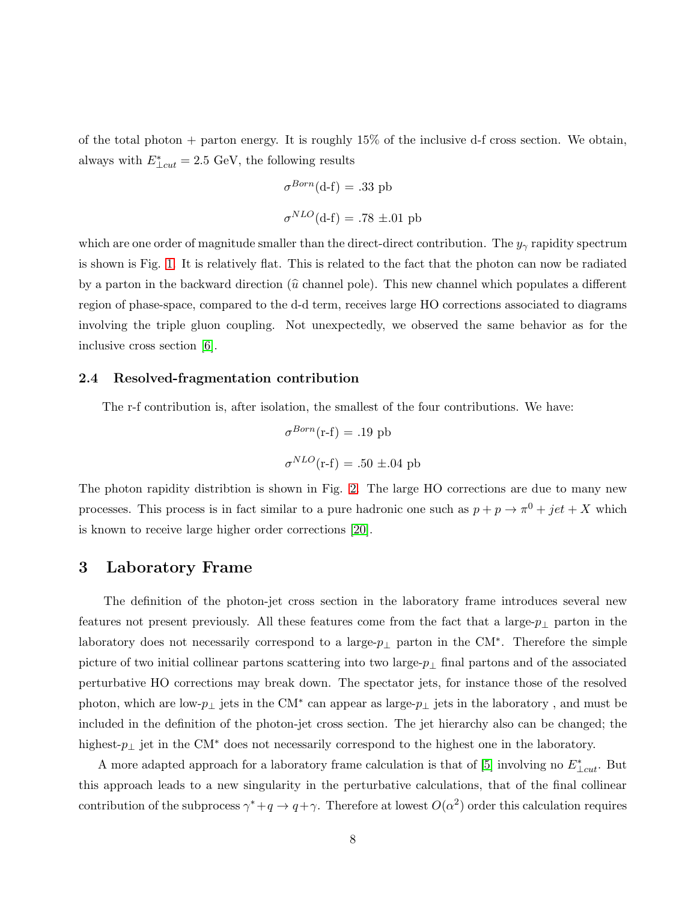of the total photon + parton energy. It is roughly 15% of the inclusive d-f cross section. We obtain, always with $E^*_{\perp cut} = 2.5$ GeV, the following results

$$\sigma^{Born}(\text{d-f}) = .33 \text{ pb}$$

$$\sigma^{NLO}(\text{d-f}) = .78 \pm .01 \text{ pb}$$

which are one order of magnitude smaller than the direct-direct contribution. The $y_\gamma$ rapidity spectrum is shown is Fig. 1. It is relatively flat. This is related to the fact that the photon can now be radiated by a parton in the backward direction ($\widehat{u}$ channel pole). This new channel which populates a different region of phase-space, compared to the d-d term, receives large HO corrections associated to diagrams involving the triple gluon coupling. Not unexpectedly, we observed the same behavior as for the inclusive cross section [6].

### 2.4 Resolved-fragmentation contribution

The r-f contribution is, after isolation, the smallest of the four contributions. We have:

$$\sigma^{Born}(\text{r-f}) = .19 \text{ pb}$$

$$\sigma^{NLO}(\text{r-f}) = .50 \pm .04 \text{ pb}$$

The photon rapidity distribtion is shown in Fig. 2. The large HO corrections are due to many new processes. This process is in fact similar to a pure hadronic one such as $p + p \to \pi^0 + jet + X$ which is known to receive large higher order corrections [20].

## 3 Laboratory Frame

The definition of the photon-jet cross section in the laboratory frame introduces several new features not present previously. All these features come from the fact that a large-$p_\perp$ parton in the laboratory does not necessarily correspond to a large-$p_\perp$ parton in the CM$^*$. Therefore the simple picture of two initial collinear partons scattering into two large-$p_\perp$ final partons and of the associated perturbative HO corrections may break down. The spectator jets, for instance those of the resolved photon, which are low-$p_\perp$ jets in the CM$^*$ can appear as large-$p_\perp$ jets in the laboratory , and must be included in the definition of the photon-jet cross section. The jet hierarchy also can be changed; the highest-$p_\perp$ jet in the CM$^*$ does not necessarily correspond to the highest one in the laboratory.

A more adapted approach for a laboratory frame calculation is that of [5] involving no $E^*_{\perp cut}$. But this approach leads to a new singularity in the perturbative calculations, that of the final collinear contribution of the subprocess $\gamma^* + q \to q + \gamma$. Therefore at lowest $O(\alpha^2)$ order this calculation requires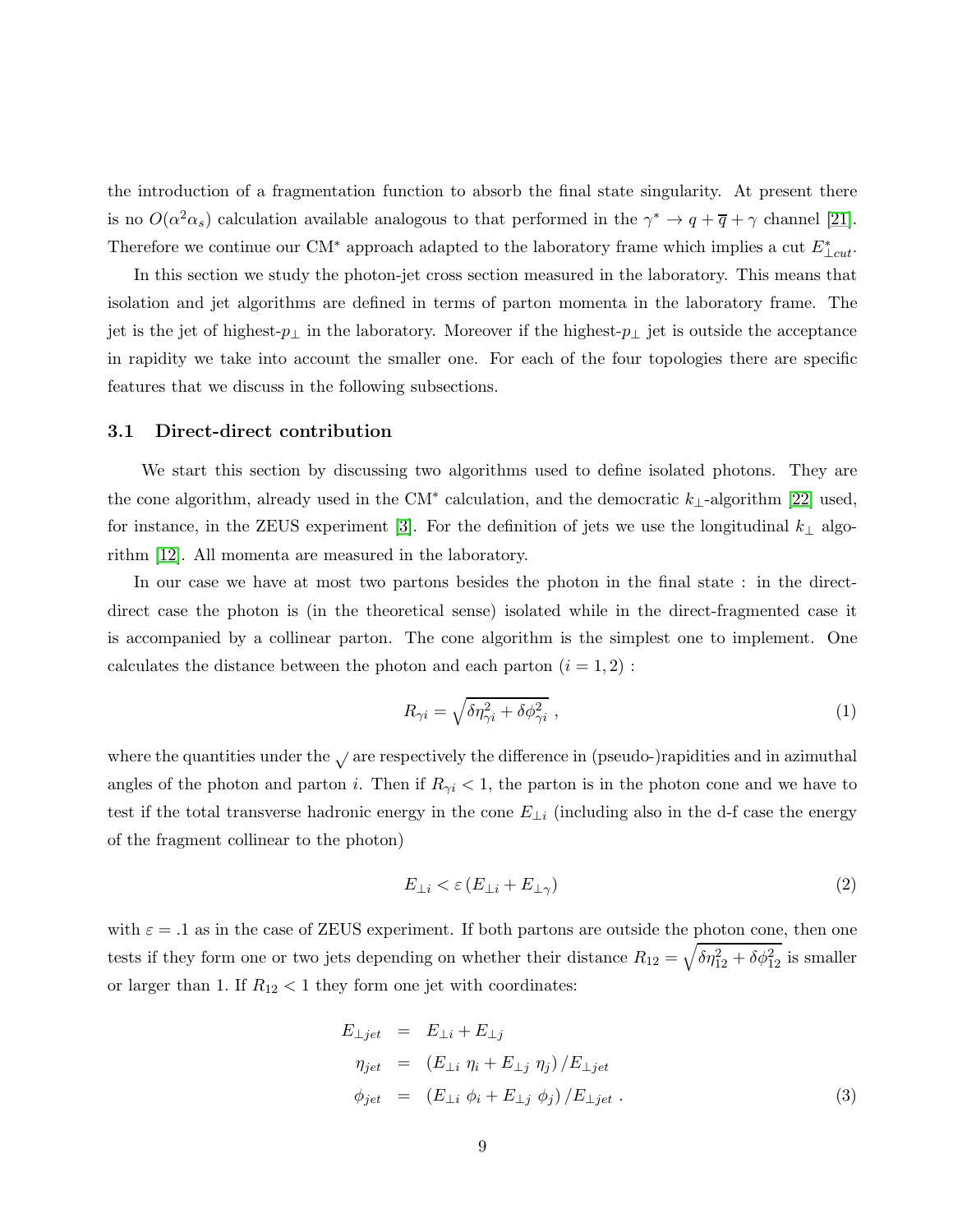the introduction of a fragmentation function to absorb the final state singularity. At present there is no $O(\alpha^2\alpha_s)$ calculation available analogous to that performed in the $\gamma^* \to q + \overline{q} + \gamma$ channel [21]. Therefore we continue our CM$^*$ approach adapted to the laboratory frame which implies a cut $E^*_{\perp cut}$.

In this section we study the photon-jet cross section measured in the laboratory. This means that isolation and jet algorithms are defined in terms of parton momenta in the laboratory frame. The jet is the jet of highest-$p_\perp$ in the laboratory. Moreover if the highest-$p_\perp$ jet is outside the acceptance in rapidity we take into account the smaller one. For each of the four topologies there are specific features that we discuss in the following subsections.

### 3.1 Direct-direct contribution

We start this section by discussing two algorithms used to define isolated photons. They are the cone algorithm, already used in the CM$^*$ calculation, and the democratic $k_\perp$-algorithm [22] used, for instance, in the ZEUS experiment [3]. For the definition of jets we use the longitudinal $k_\perp$ algorithm [12]. All momenta are measured in the laboratory.

In our case we have at most two partons besides the photon in the final state : in the direct-direct case the photon is (in the theoretical sense) isolated while in the direct-fragmented case it is accompanied by a collinear parton. The cone algorithm is the simplest one to implement. One calculates the distance between the photon and each parton ($i = 1, 2$) :

$$R_{\gamma i} = \sqrt{\delta\eta^2_{\gamma i} + \delta\phi^2_{\gamma i}} \ , \tag{1}$$

where the quantities under the $\sqrt{}$ are respectively the difference in (pseudo-)rapidities and in azimuthal angles of the photon and parton $i$. Then if $R_{\gamma i} < 1$, the parton is in the photon cone and we have to test if the total transverse hadronic energy in the cone $E_{\perp i}$ (including also in the d-f case the energy of the fragment collinear to the photon)

$$E_{\perp i} < \varepsilon \left(E_{\perp i} + E_{\perp \gamma}\right) \tag{2}$$

with $\varepsilon = .1$ as in the case of ZEUS experiment. If both partons are outside the photon cone, then one tests if they form one or two jets depending on whether their distance $R_{12} = \sqrt{\delta\eta^2_{12} + \delta\phi^2_{12}}$ is smaller or larger than 1. If $R_{12} < 1$ they form one jet with coordinates:

$$\begin{aligned}
E_{\perp jet} &= E_{\perp i} + E_{\perp j} \\
\eta_{jet} &= \left(E_{\perp i}\ \eta_i + E_{\perp j}\ \eta_j\right)/E_{\perp jet} \\
\phi_{jet} &= \left(E_{\perp i}\ \phi_i + E_{\perp j}\ \phi_j\right)/E_{\perp jet} \ .
\end{aligned} \tag{3}$$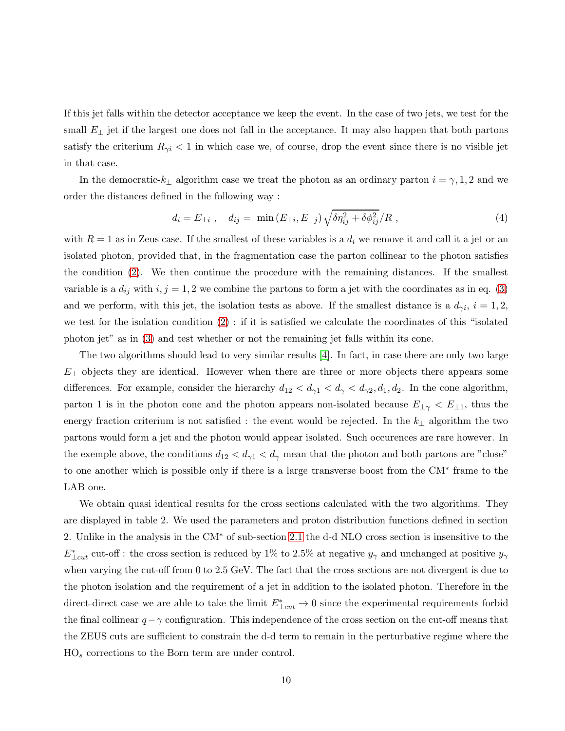If this jet falls within the detector acceptance we keep the event. In the case of two jets, we test for the small $E_\perp$ jet if the largest one does not fall in the acceptance. It may also happen that both partons satisfy the criterium $R_{\gamma i} < 1$ in which case we, of course, drop the event since there is no visible jet in that case.

In the democratic-$k_\perp$ algorithm case we treat the photon as an ordinary parton $i = \gamma, 1, 2$ and we order the distances defined in the following way :

$$d_i = E_{\perp i} \ , \quad d_{ij} = \min\left(E_{\perp i}, E_{\perp j}\right) \sqrt{\delta\eta_{ij}^2 + \delta\phi_{ij}^2}/R \ , \tag{4}$$

with $R = 1$ as in Zeus case. If the smallest of these variables is a $d_i$ we remove it and call it a jet or an isolated photon, provided that, in the fragmentation case the parton collinear to the photon satisfies the condition (2). We then continue the procedure with the remaining distances. If the smallest variable is a $d_{ij}$ with $i, j = 1, 2$ we combine the partons to form a jet with the coordinates as in eq. (3) and we perform, with this jet, the isolation tests as above. If the smallest distance is a $d_{\gamma i}$, $i = 1, 2$, we test for the isolation condition (2) : if it is satisfied we calculate the coordinates of this "isolated photon jet" as in (3) and test whether or not the remaining jet falls within its cone.

The two algorithms should lead to very similar results [4]. In fact, in case there are only two large $E_\perp$ objects they are identical. However when there are three or more objects there appears some differences. For example, consider the hierarchy $d_{12} < d_{\gamma 1} < d_\gamma < d_{\gamma 2}, d_1, d_2$. In the cone algorithm, parton 1 is in the photon cone and the photon appears non-isolated because $E_{\perp\gamma} < E_{\perp 1}$, thus the energy fraction criterium is not satisfied : the event would be rejected. In the $k_\perp$ algorithm the two partons would form a jet and the photon would appear isolated. Such occurences are rare however. In the exemple above, the conditions $d_{12} < d_{\gamma 1} < d_\gamma$ mean that the photon and both partons are "close" to one another which is possible only if there is a large transverse boost from the CM$^*$ frame to the LAB one.

We obtain quasi identical results for the cross sections calculated with the two algorithms. They are displayed in table 2. We used the parameters and proton distribution functions defined in section 2. Unlike in the analysis in the CM$^*$ of sub-section 2.1 the d-d NLO cross section is insensitive to the $E^*_{\perp cut}$ cut-off : the cross section is reduced by 1% to 2.5% at negative $y_\gamma$ and unchanged at positive $y_\gamma$ when varying the cut-off from 0 to 2.5 GeV. The fact that the cross sections are not divergent is due to the photon isolation and the requirement of a jet in addition to the isolated photon. Therefore in the direct-direct case we are able to take the limit $E^*_{\perp cut} \to 0$ since the experimental requirements forbid the final collinear $q-\gamma$ configuration. This independence of the cross section on the cut-off means that the ZEUS cuts are sufficient to constrain the d-d term to remain in the perturbative regime where the HO$_s$ corrections to the Born term are under control.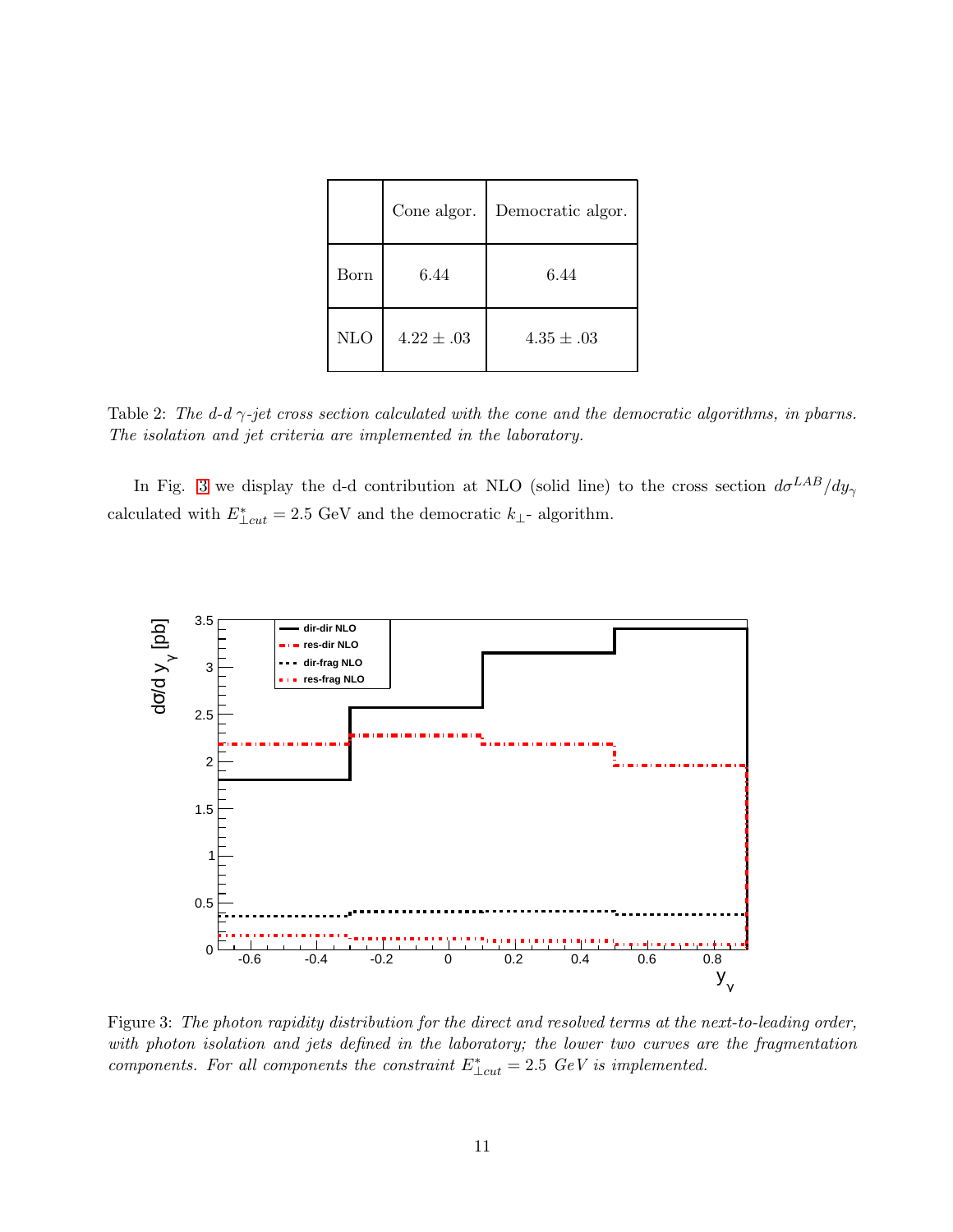|  | Cone algor. | Democratic algor. |
|---|---|---|
| Born | 6.44 | 6.44 |
| NLO | $4.22 \pm .03$ | $4.35 \pm .03$ |

Table 2: *The d-d $\gamma$-jet cross section calculated with the cone and the democratic algorithms, in pbarns. The isolation and jet criteria are implemented in the laboratory.*

In Fig. 3 we display the d-d contribution at NLO (solid line) to the cross section $d\sigma^{LAB}/dy_\gamma$ calculated with $E^*_{\perp cut} = 2.5$ GeV and the democratic $k_\perp$- algorithm.

Figure 3: *The photon rapidity distribution for the direct and resolved terms at the next-to-leading order, with photon isolation and jets defined in the laboratory; the lower two curves are the fragmentation components. For all components the constraint $E^*_{\perp cut} = 2.5$ GeV is implemented.*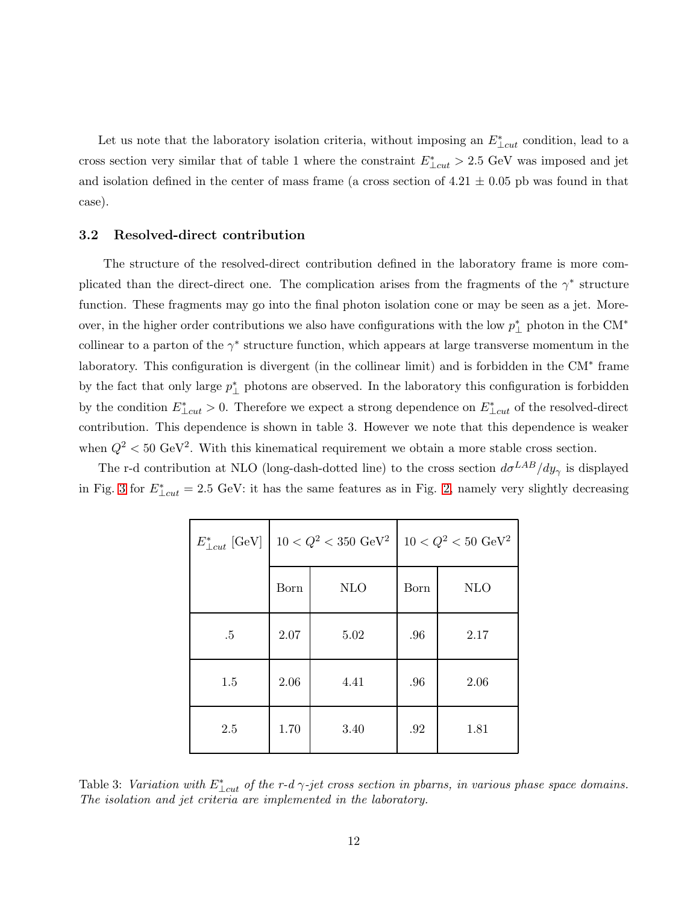Let us note that the laboratory isolation criteria, without imposing an $E^*_{\perp cut}$ condition, lead to a cross section very similar that of table 1 where the constraint $E^*_{\perp cut} > 2.5$ GeV was imposed and jet and isolation defined in the center of mass frame (a cross section of $4.21 \pm 0.05$ pb was found in that case).

### 3.2 Resolved-direct contribution

The structure of the resolved-direct contribution defined in the laboratory frame is more complicated than the direct-direct one. The complication arises from the fragments of the $\gamma^*$ structure function. These fragments may go into the final photon isolation cone or may be seen as a jet. Moreover, in the higher order contributions we also have configurations with the low $p^*_\perp$ photon in the CM$^*$ collinear to a parton of the $\gamma^*$ structure function, which appears at large transverse momentum in the laboratory. This configuration is divergent (in the collinear limit) and is forbidden in the CM$^*$ frame by the fact that only large $p^*_\perp$ photons are observed. In the laboratory this configuration is forbidden by the condition $E^*_{\perp cut} > 0$. Therefore we expect a strong dependence on $E^*_{\perp cut}$ of the resolved-direct contribution. This dependence is shown in table 3. However we note that this dependence is weaker when $Q^2 < 50$ GeV$^2$. With this kinematical requirement we obtain a more stable cross section.

The r-d contribution at NLO (long-dash-dotted line) to the cross section $d\sigma^{LAB}/dy_\gamma$ is displayed in Fig. 3 for $E^*_{\perp cut} = 2.5$ GeV: it has the same features as in Fig. 2, namely very slightly decreasing

| $E^*_{\perp cut}$ [GeV] | $10 < Q^2 < 350$ GeV$^2$ | | $10 < Q^2 < 50$ GeV$^2$ | |
|---|---|---|---|---|
| | Born | NLO | Born | NLO |
| .5 | 2.07 | 5.02 | .96 | 2.17 |
| 1.5 | 2.06 | 4.41 | .96 | 2.06 |
| 2.5 | 1.70 | 3.40 | .92 | 1.81 |

Table 3: *Variation with $E^*_{\perp cut}$ of the r-d $\gamma$-jet cross section in pbarns, in various phase space domains. The isolation and jet criteria are implemented in the laboratory.*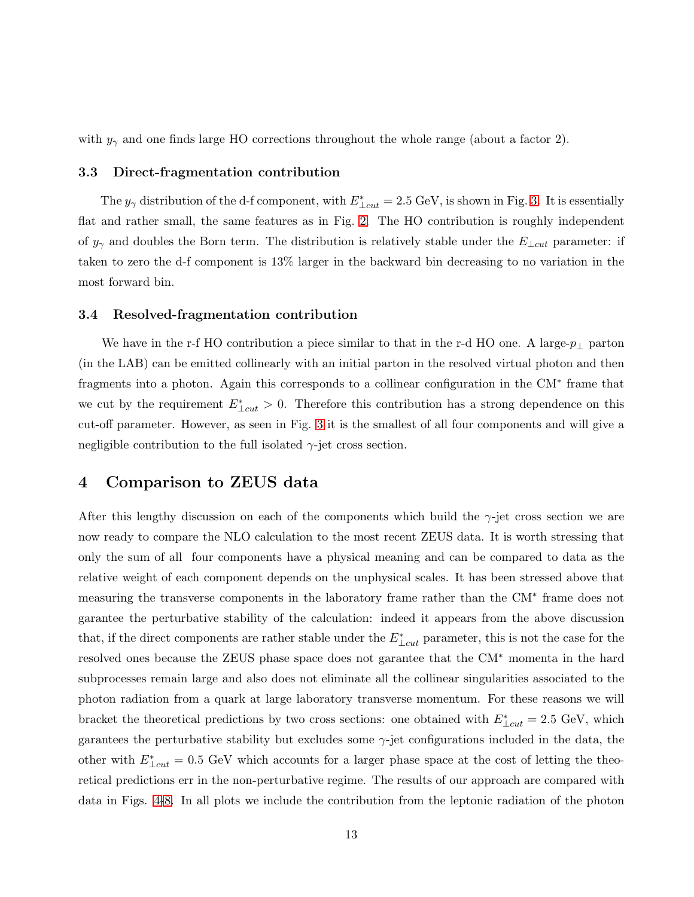with $y_\gamma$ and one finds large HO corrections throughout the whole range (about a factor 2).

### 3.3 Direct-fragmentation contribution

The $y_\gamma$ distribution of the d-f component, with $E^*_{\perp cut} = 2.5$ GeV, is shown in Fig. 3. It is essentially flat and rather small, the same features as in Fig. 2. The HO contribution is roughly independent of $y_\gamma$ and doubles the Born term. The distribution is relatively stable under the $E_{\perp cut}$ parameter: if taken to zero the d-f component is 13% larger in the backward bin decreasing to no variation in the most forward bin.

### 3.4 Resolved-fragmentation contribution

We have in the r-f HO contribution a piece similar to that in the r-d HO one. A large-$p_\perp$ parton (in the LAB) can be emitted collinearly with an initial parton in the resolved virtual photon and then fragments into a photon. Again this corresponds to a collinear configuration in the CM$^*$ frame that we cut by the requirement $E^*_{\perp cut} > 0$. Therefore this contribution has a strong dependence on this cut-off parameter. However, as seen in Fig. 3 it is the smallest of all four components and will give a negligible contribution to the full isolated $\gamma$-jet cross section.

## 4 Comparison to ZEUS data

After this lengthy discussion on each of the components which build the $\gamma$-jet cross section we are now ready to compare the NLO calculation to the most recent ZEUS data. It is worth stressing that only the sum of all four components have a physical meaning and can be compared to data as the relative weight of each component depends on the unphysical scales. It has been stressed above that measuring the transverse components in the laboratory frame rather than the CM$^*$ frame does not garantee the perturbative stability of the calculation: indeed it appears from the above discussion that, if the direct components are rather stable under the $E^*_{\perp cut}$ parameter, this is not the case for the resolved ones because the ZEUS phase space does not garantee that the CM$^*$ momenta in the hard subprocesses remain large and also does not eliminate all the collinear singularities associated to the photon radiation from a quark at large laboratory transverse momentum. For these reasons we will bracket the theoretical predictions by two cross sections: one obtained with $E^*_{\perp cut} = 2.5$ GeV, which garantees the perturbative stability but excludes some $\gamma$-jet configurations included in the data, the other with $E^*_{\perp cut} = 0.5$ GeV which accounts for a larger phase space at the cost of letting the theoretical predictions err in the non-perturbative regime. The results of our approach are compared with data in Figs. 4-8. In all plots we include the contribution from the leptonic radiation of the photon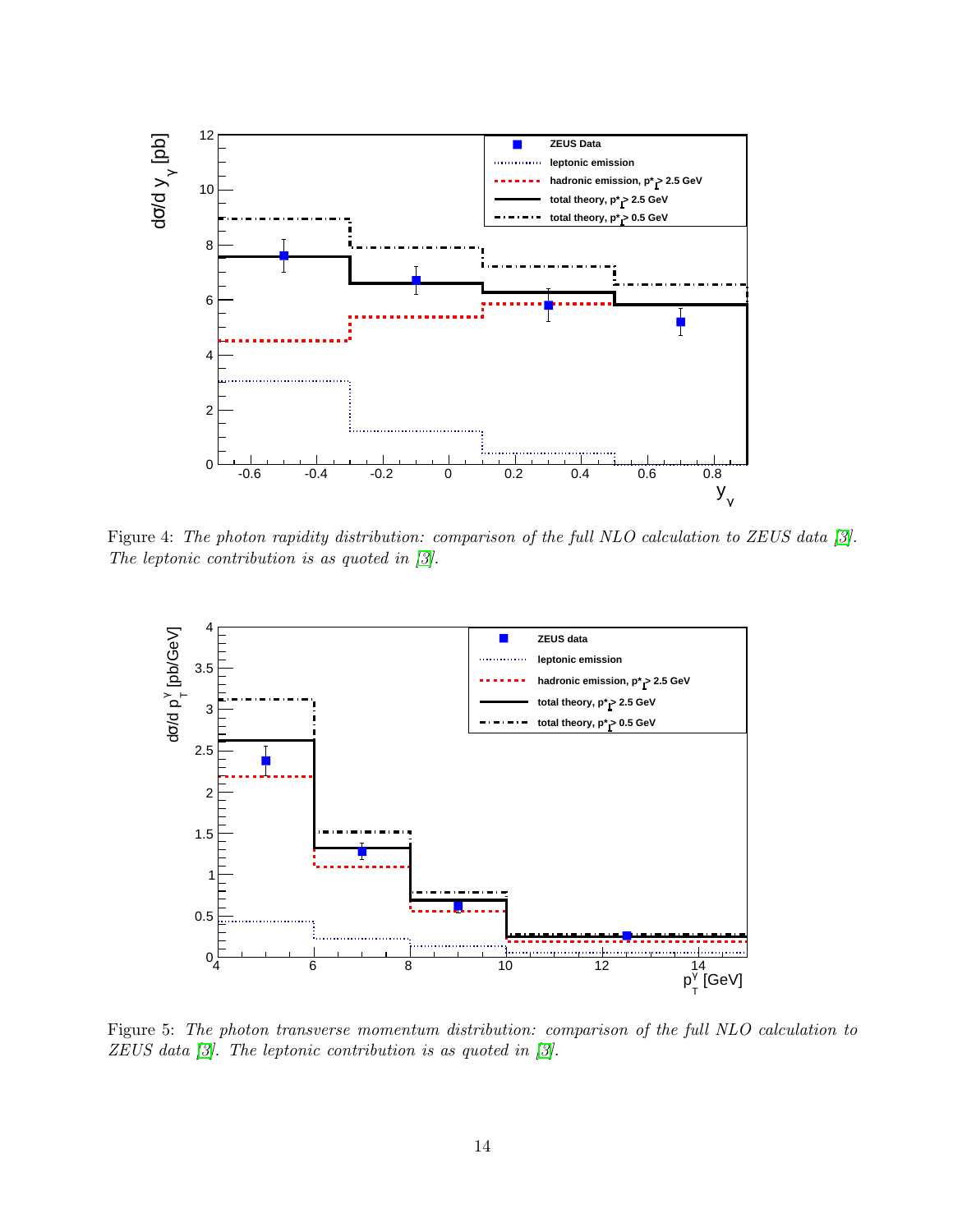Figure 4: *The photon rapidity distribution: comparison of the full NLO calculation to ZEUS data [3]. The leptonic contribution is as quoted in [3].*

Figure 5: *The photon transverse momentum distribution: comparison of the full NLO calculation to ZEUS data [3]. The leptonic contribution is as quoted in [3].*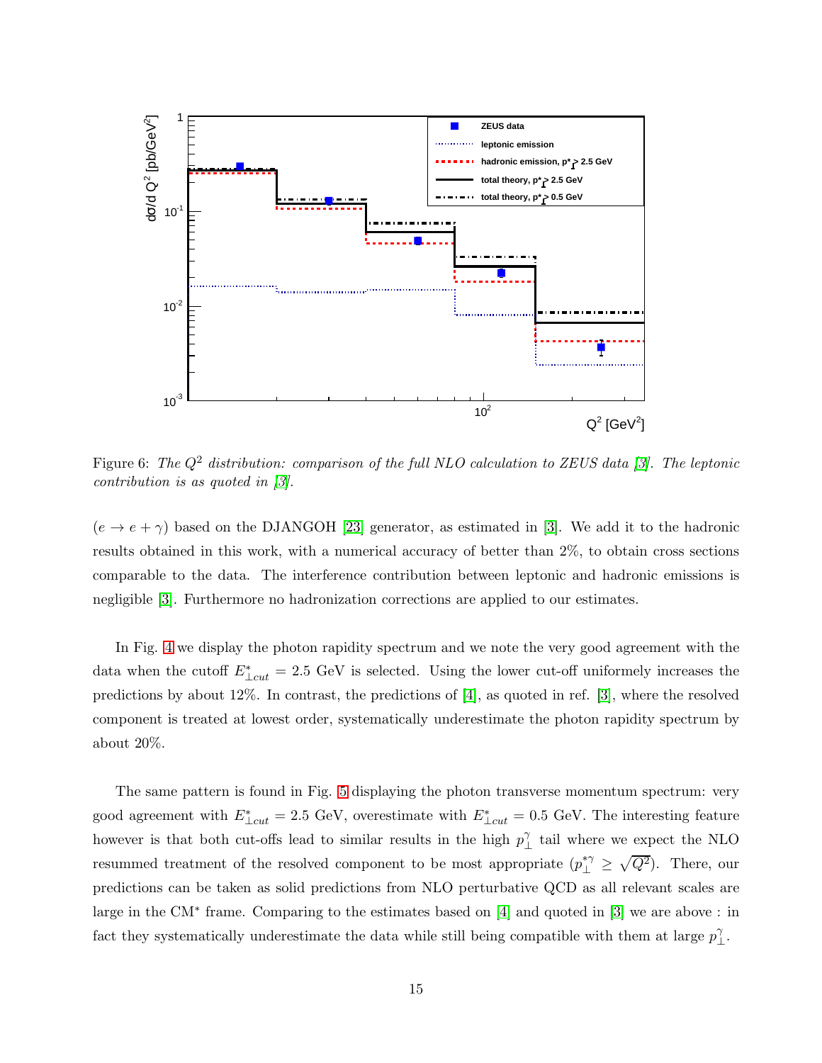Figure 6: *The $Q^2$ distribution: comparison of the full NLO calculation to ZEUS data [3]. The leptonic contribution is as quoted in [3].*

($e \to e + \gamma$) based on the DJANGOH [23] generator, as estimated in [3]. We add it to the hadronic results obtained in this work, with a numerical accuracy of better than 2%, to obtain cross sections comparable to the data. The interference contribution between leptonic and hadronic emissions is negligible [3]. Furthermore no hadronization corrections are applied to our estimates.

In Fig. 4 we display the photon rapidity spectrum and we note the very good agreement with the data when the cutoff $E^*_{\perp cut} = 2.5$ GeV is selected. Using the lower cut-off uniformely increases the predictions by about 12%. In contrast, the predictions of [4], as quoted in ref. [3], where the resolved component is treated at lowest order, systematically underestimate the photon rapidity spectrum by about 20%.

The same pattern is found in Fig. 5 displaying the photon transverse momentum spectrum: very good agreement with $E^*_{\perp cut} = 2.5$ GeV, overestimate with $E^*_{\perp cut} = 0.5$ GeV. The interesting feature however is that both cut-offs lead to similar results in the high $p^\gamma_\perp$ tail where we expect the NLO resummed treatment of the resolved component to be most appropriate ($p^{*\gamma}_\perp \geq \sqrt{Q^2}$). There, our predictions can be taken as solid predictions from NLO perturbative QCD as all relevant scales are large in the CM$^*$ frame. Comparing to the estimates based on [4] and quoted in [3] we are above : in fact they systematically underestimate the data while still being compatible with them at large $p^\gamma_\perp$.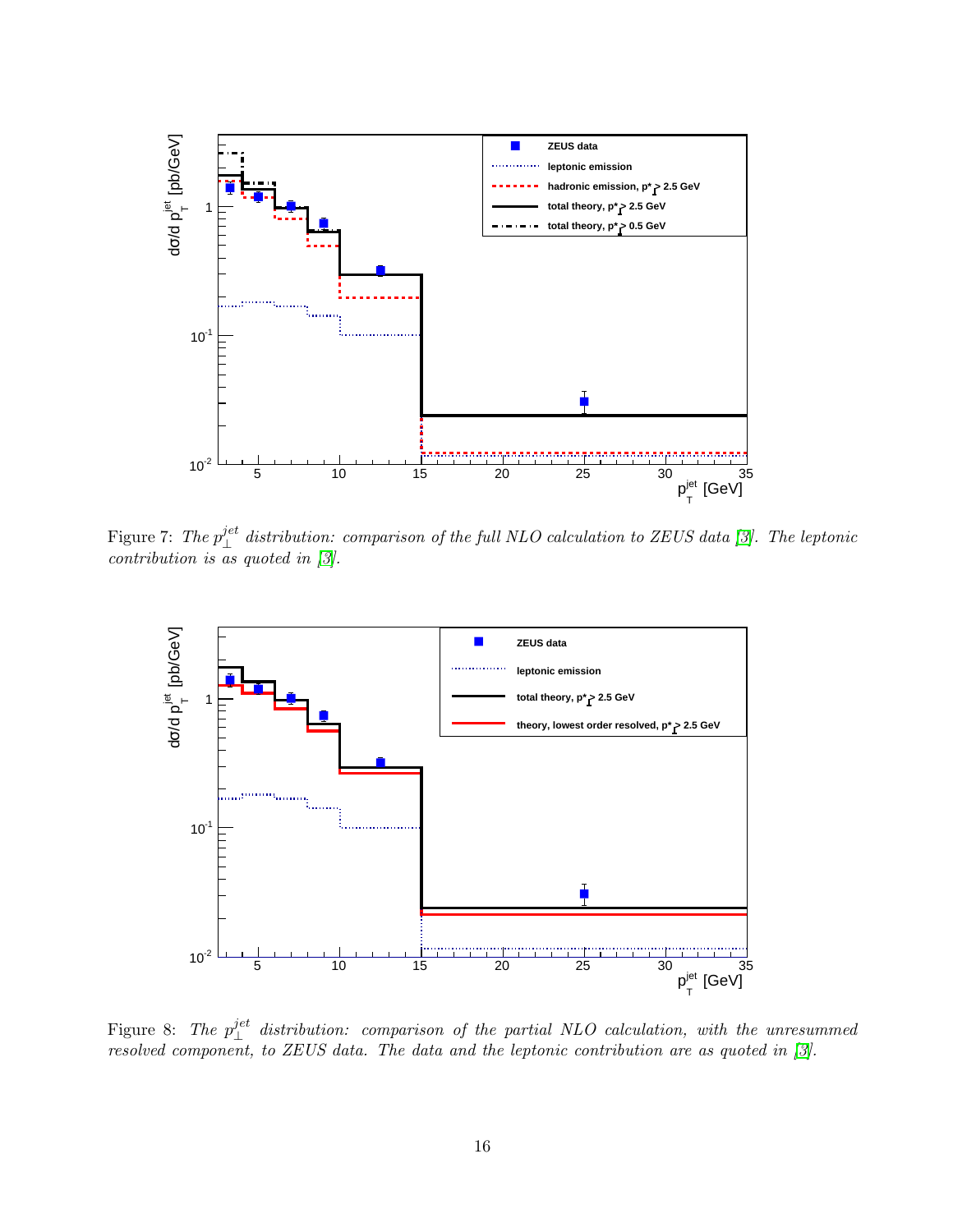Figure 7: *The $p_{\perp}^{jet}$ distribution: comparison of the full NLO calculation to ZEUS data [3]. The leptonic contribution is as quoted in [3].*

Figure 8: *The $p_{\perp}^{jet}$ distribution: comparison of the partial NLO calculation, with the unresummed resolved component, to ZEUS data. The data and the leptonic contribution are as quoted in [3].*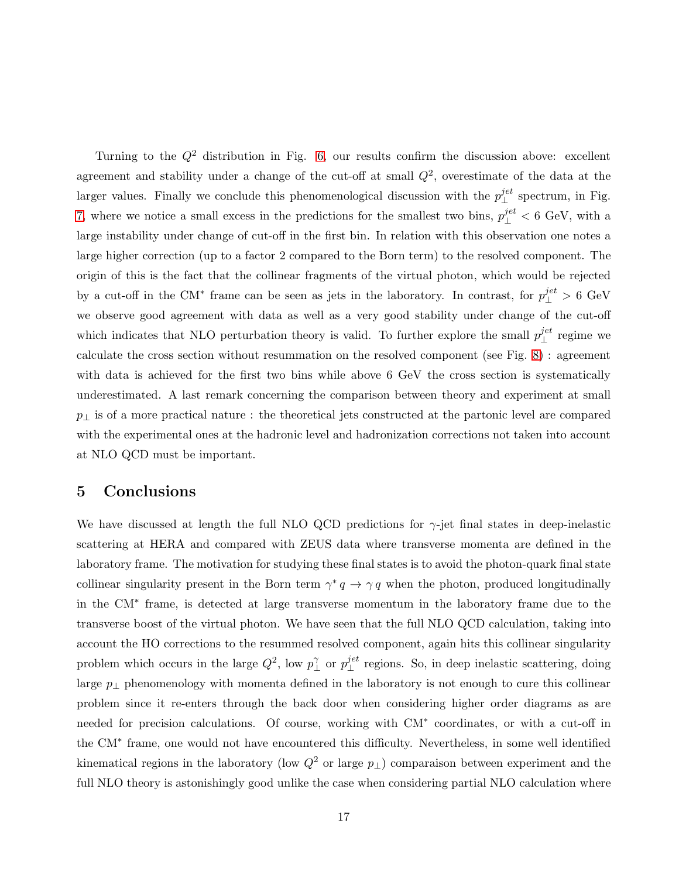Turning to the $Q^2$ distribution in Fig. 6, our results confirm the discussion above: excellent agreement and stability under a change of the cut-off at small $Q^2$, overestimate of the data at the larger values. Finally we conclude this phenomenological discussion with the $p_\perp^{jet}$ spectrum, in Fig. 7, where we notice a small excess in the predictions for the smallest two bins, $p_\perp^{jet} < 6$ GeV, with a large instability under change of cut-off in the first bin. In relation with this observation one notes a large higher correction (up to a factor 2 compared to the Born term) to the resolved component. The origin of this is the fact that the collinear fragments of the virtual photon, which would be rejected by a cut-off in the CM$^*$ frame can be seen as jets in the laboratory. In contrast, for $p_\perp^{jet} > 6$ GeV we observe good agreement with data as well as a very good stability under change of the cut-off which indicates that NLO perturbation theory is valid. To further explore the small $p_\perp^{jet}$ regime we calculate the cross section without resummation on the resolved component (see Fig. 8) : agreement with data is achieved for the first two bins while above 6 GeV the cross section is systematically underestimated. A last remark concerning the comparison between theory and experiment at small $p_\perp$ is of a more practical nature : the theoretical jets constructed at the partonic level are compared with the experimental ones at the hadronic level and hadronization corrections not taken into account at NLO QCD must be important.

## 5 Conclusions

We have discussed at length the full NLO QCD predictions for $\gamma$-jet final states in deep-inelastic scattering at HERA and compared with ZEUS data where transverse momenta are defined in the laboratory frame. The motivation for studying these final states is to avoid the photon-quark final state collinear singularity present in the Born term $\gamma^* q \to \gamma q$ when the photon, produced longitudinally in the CM$^*$ frame, is detected at large transverse momentum in the laboratory frame due to the transverse boost of the virtual photon. We have seen that the full NLO QCD calculation, taking into account the HO corrections to the resummed resolved component, again hits this collinear singularity problem which occurs in the large $Q^2$, low $p_\perp^\gamma$ or $p_\perp^{jet}$ regions. So, in deep inelastic scattering, doing large $p_\perp$ phenomenology with momenta defined in the laboratory is not enough to cure this collinear problem since it re-enters through the back door when considering higher order diagrams as are needed for precision calculations. Of course, working with CM$^*$ coordinates, or with a cut-off in the CM$^*$ frame, one would not have encountered this difficulty. Nevertheless, in some well identified kinematical regions in the laboratory (low $Q^2$ or large $p_\perp$) comparaison between experiment and the full NLO theory is astonishingly good unlike the case when considering partial NLO calculation where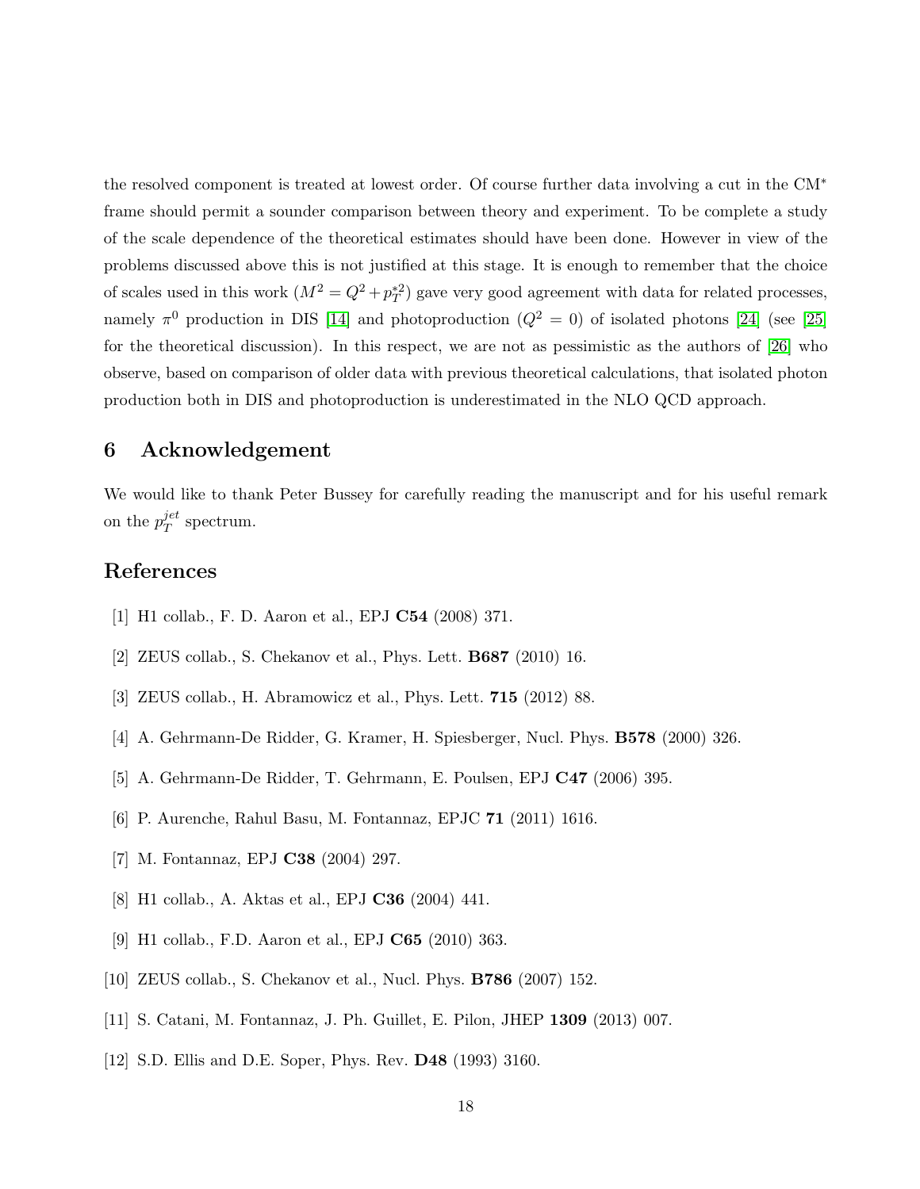the resolved component is treated at lowest order. Of course further data involving a cut in the CM* frame should permit a sounder comparison between theory and experiment. To be complete a study of the scale dependence of the theoretical estimates should have been done. However in view of the problems discussed above this is not justified at this stage. It is enough to remember that the choice of scales used in this work ($M^2 = Q^2 + p_T^{*2}$) gave very good agreement with data for related processes, namely $\pi^0$ production in DIS [14] and photoproduction ($Q^2 = 0$) of isolated photons [24] (see [25] for the theoretical discussion). In this respect, we are not as pessimistic as the authors of [26] who observe, based on comparison of older data with previous theoretical calculations, that isolated photon production both in DIS and photoproduction is underestimated in the NLO QCD approach.

## 6 Acknowledgement

We would like to thank Peter Bussey for carefully reading the manuscript and for his useful remark on the $p_T^{jet}$ spectrum.

## References

[1] H1 collab., F. D. Aaron et al., EPJ **C54** (2008) 371.

[2] ZEUS collab., S. Chekanov et al., Phys. Lett. **B687** (2010) 16.

[3] ZEUS collab., H. Abramowicz et al., Phys. Lett. **715** (2012) 88.

[4] A. Gehrmann-De Ridder, G. Kramer, H. Spiesberger, Nucl. Phys. **B578** (2000) 326.

[5] A. Gehrmann-De Ridder, T. Gehrmann, E. Poulsen, EPJ **C47** (2006) 395.

[6] P. Aurenche, Rahul Basu, M. Fontannaz, EPJC **71** (2011) 1616.

[7] M. Fontannaz, EPJ **C38** (2004) 297.

[8] H1 collab., A. Aktas et al., EPJ **C36** (2004) 441.

[9] H1 collab., F.D. Aaron et al., EPJ **C65** (2010) 363.

[10] ZEUS collab., S. Chekanov et al., Nucl. Phys. **B786** (2007) 152.

[11] S. Catani, M. Fontannaz, J. Ph. Guillet, E. Pilon, JHEP **1309** (2013) 007.

[12] S.D. Ellis and D.E. Soper, Phys. Rev. **D48** (1993) 3160.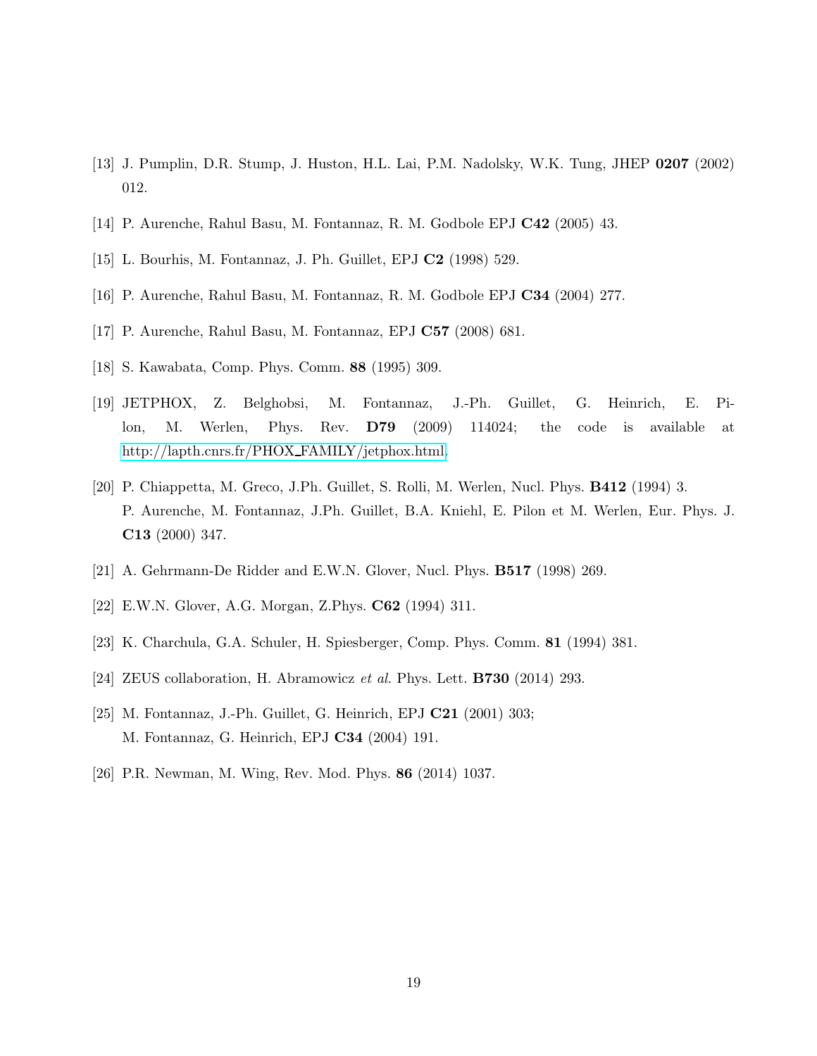[13] J. Pumplin, D.R. Stump, J. Huston, H.L. Lai, P.M. Nadolsky, W.K. Tung, JHEP **0207** (2002) 012.

[14] P. Aurenche, Rahul Basu, M. Fontannaz, R. M. Godbole EPJ **C42** (2005) 43.

[15] L. Bourhis, M. Fontannaz, J. Ph. Guillet, EPJ **C2** (1998) 529.

[16] P. Aurenche, Rahul Basu, M. Fontannaz, R. M. Godbole EPJ **C34** (2004) 277.

[17] P. Aurenche, Rahul Basu, M. Fontannaz, EPJ **C57** (2008) 681.

[18] S. Kawabata, Comp. Phys. Comm. **88** (1995) 309.

[19] JETPHOX, Z. Belghobsi, M. Fontannaz, J.-Ph. Guillet, G. Heinrich, E. Pilon, M. Werlen, Phys. Rev. **D79** (2009) 114024; the code is available at http://lapth.cnrs.fr/PHOX_FAMILY/jetphox.html.

[20] P. Chiappetta, M. Greco, J.Ph. Guillet, S. Rolli, M. Werlen, Nucl. Phys. **B412** (1994) 3.
P. Aurenche, M. Fontannaz, J.Ph. Guillet, B.A. Kniehl, E. Pilon et M. Werlen, Eur. Phys. J. **C13** (2000) 347.

[21] A. Gehrmann-De Ridder and E.W.N. Glover, Nucl. Phys. **B517** (1998) 269.

[22] E.W.N. Glover, A.G. Morgan, Z.Phys. **C62** (1994) 311.

[23] K. Charchula, G.A. Schuler, H. Spiesberger, Comp. Phys. Comm. **81** (1994) 381.

[24] ZEUS collaboration, H. Abramowicz *et al.* Phys. Lett. **B730** (2014) 293.

[25] M. Fontannaz, J.-Ph. Guillet, G. Heinrich, EPJ **C21** (2001) 303;
M. Fontannaz, G. Heinrich, EPJ **C34** (2004) 191.

[26] P.R. Newman, M. Wing, Rev. Mod. Phys. **86** (2014) 1037.